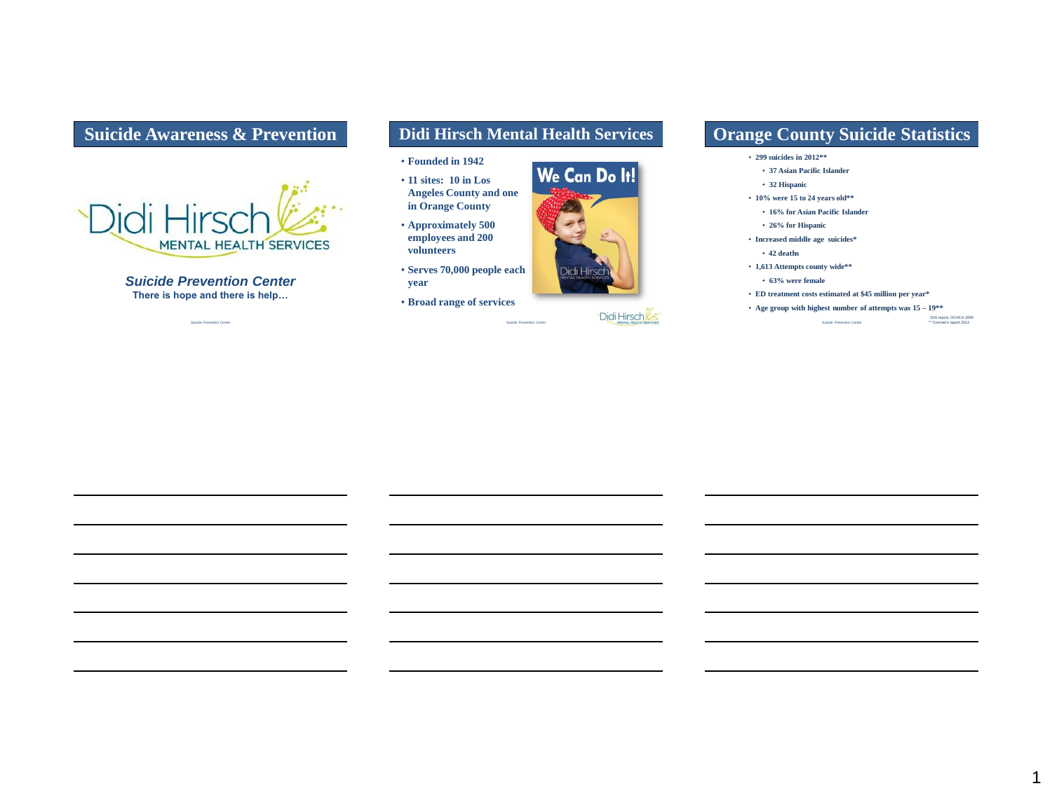## Suicide Awareness & Prevention

Didi Hirsch MENTAL HEALTH SERVICES

***Suicide Prevention Center***

**There is hope and there is help…**

Suicide Prevention Center

## Didi Hirsch Mental Health Services

- **Founded in 1942**
- **11 sites: 10 in Los Angeles County and one in Orange County**
- **Approximately 500 employees and 200 volunteers**
- **Serves 70,000 people each year**
- **Broad range of services**

We Can Do It!

Suicide Prevention Center

## Orange County Suicide Statistics

- **299 suicides in 2012****
  - **37 Asian Pacific Islander**
  - **32 Hispanic**
- **10% were 15 to 24 years old****
  - **16% for Asian Pacific Islander**
  - **26% for Hispanic**
- **Increased middle age suicides***
  - **42 deaths**
- **1,613 Attempts county wide****
  - **63% were female**
- **ED treatment costs estimated at $45 million per year***
- **Age group with highest number of attempts was 15 – 19****

SIIS report, OCHCA 2009

** Coroner's report 2012

Suicide Prevention Center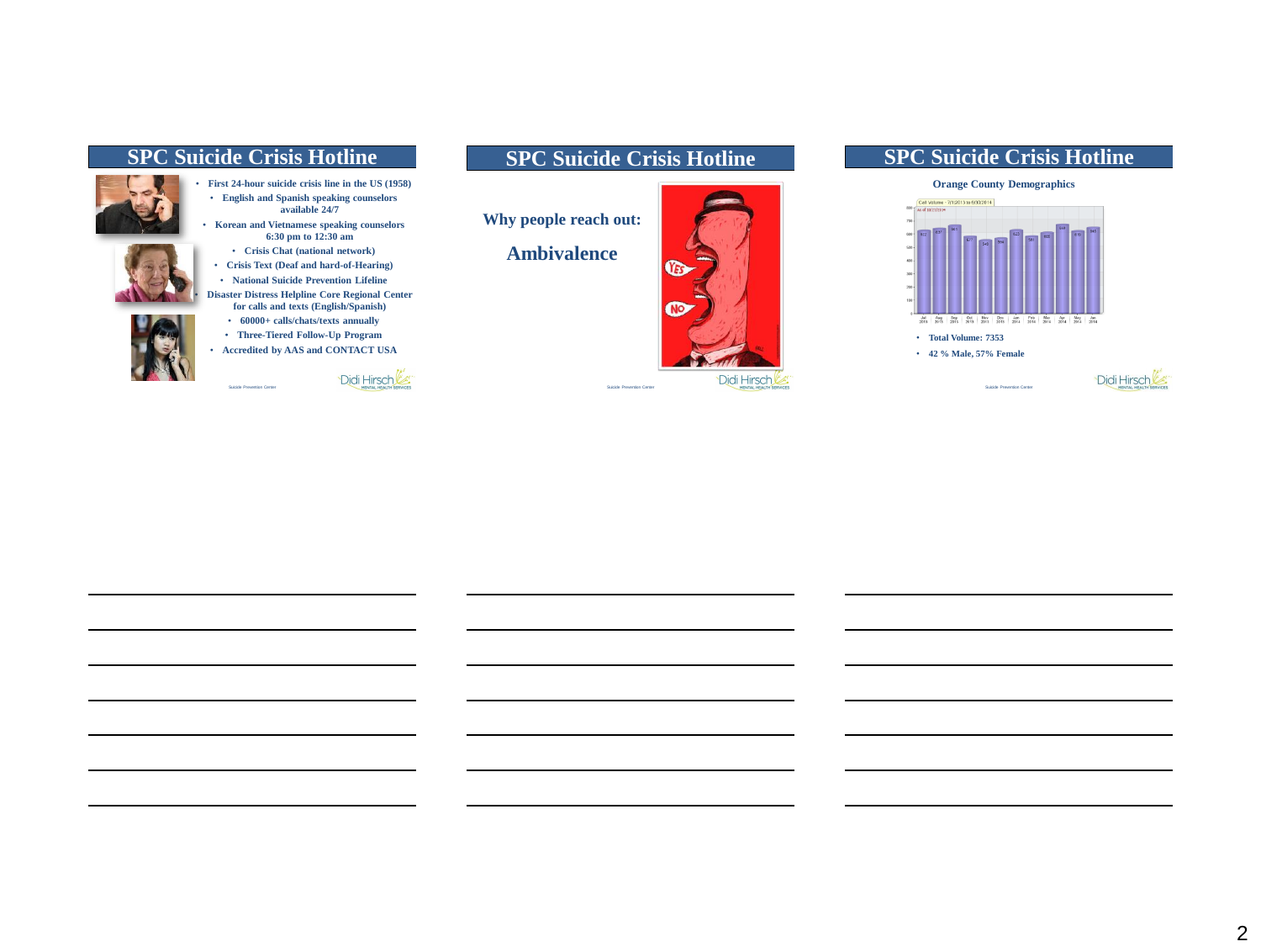## SPC Suicide Crisis Hotline

- First 24-hour suicide crisis line in the US (1958)
- English and Spanish speaking counselors available 24/7
- Korean and Vietnamese speaking counselors 6:30 pm to 12:30 am
- Crisis Chat (national network)
- Crisis Text (Deaf and hard-of-Hearing)
- National Suicide Prevention Lifeline
- Disaster Distress Helpline Core Regional Center for calls and texts (English/Spanish)
- 60000+ calls/chats/texts annually
- Three-Tiered Follow-Up Program
- Accredited by AAS and CONTACT USA

Suicide Prevention Center — Didi Hirsch Mental Health Services

## SPC Suicide Crisis Hotline

**Why people reach out:**

**Ambivalence**

YES

NO

Suicide Prevention Center — Didi Hirsch Mental Health Services

## SPC Suicide Crisis Hotline

**Orange County Demographics**

Call Volume - 7/1/2013 to 6/30/2014

| Month | Jul 2013 | Aug 2013 | Sep 2013 | Oct 2013 | Nov 2013 | Dec 2013 | Jan 2014 | Feb 2014 | Mar 2014 | Apr 2014 | May 2014 | Jun 2014 |
|---|---|---|---|---|---|---|---|---|---|---|---|---|
| Calls | 612 | 637 | 661 | 577 | 543 | 564 | 623 | 581 | 600 | 668 | 619 | 648 |

- **Total Volume: 7353**
- **42 % Male, 57% Female**

Suicide Prevention Center — Didi Hirsch Mental Health Services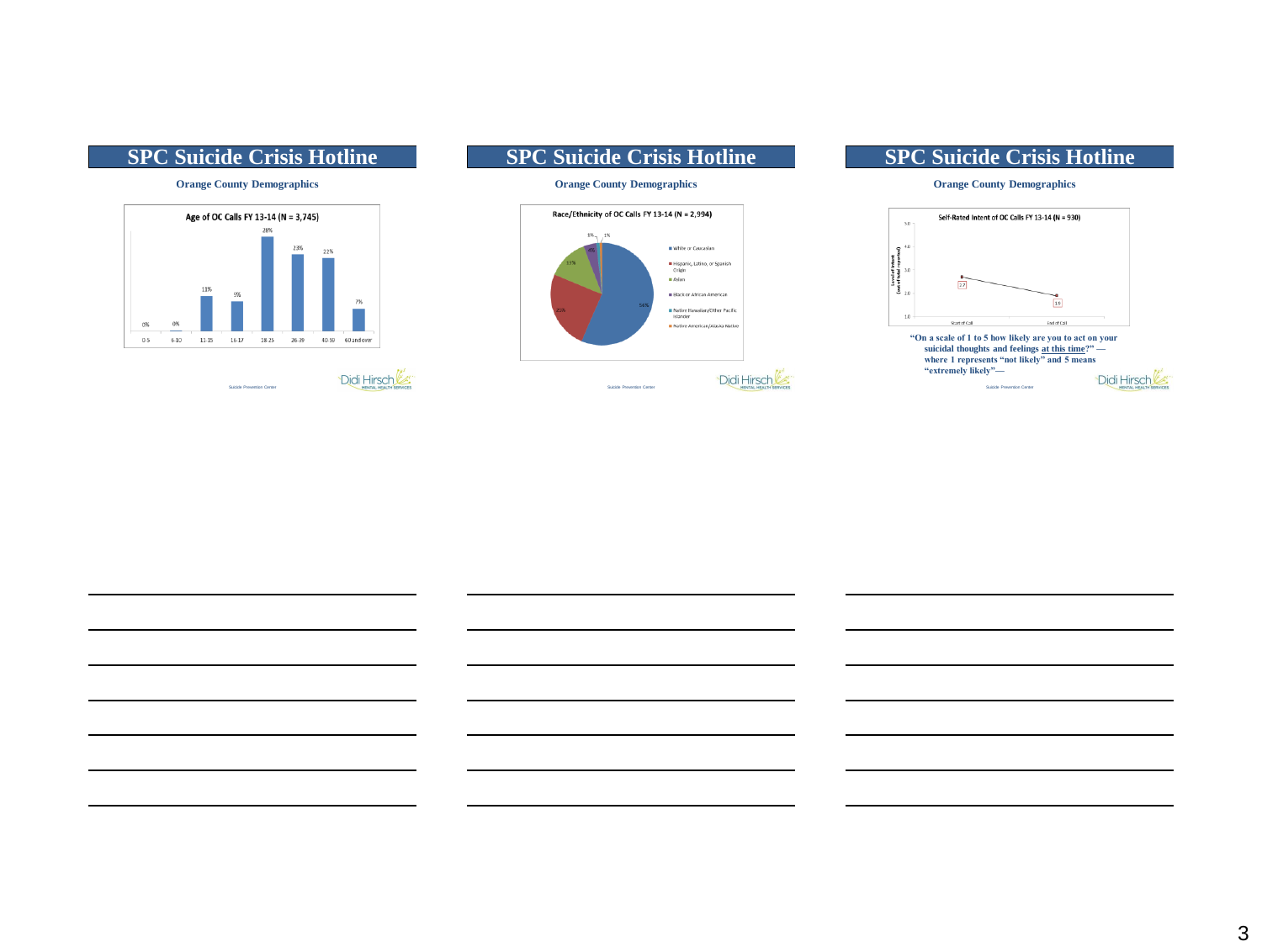## SPC Suicide Crisis Hotline

**Orange County Demographics**

Age of OC Calls FY 13-14 (N = 3,745)

| Age | Percent |
|---|---|
| 0-5 | 0% |
| 6-10 | 0% |
| 11-15 | 13% |
| 16-17 | 9% |
| 18-25 | 28% |
| 26-39 | 23% |
| 40-59 | 22% |
| 60 and over | 7% |

## SPC Suicide Crisis Hotline

**Orange County Demographics**

Race/Ethnicity of OC Calls FY 13-14 (N = 2,994)

| Race/Ethnicity | Percent |
|---|---|
| White or Caucasian | 56% |
| Hispanic, Latino, or Spanish Origin | 25% |
| Asian | 13% |
| Black or African American | 4% |
| Native Hawaiian/Other Pacific Islander | 1% |
| Native American/Alaska Native | 1% |

## SPC Suicide Crisis Hotline

**Orange County Demographics**

Self-Rated Intent of OC Calls FY 13-14 (N = 930)

| | Level of Intent (out of total reported) |
|---|---|
| Start of Call | 2.7 |
| End of Call | 1.9 |

**"On a scale of 1 to 5 how likely are you to act on your suicidal thoughts and feelings at this time?" — where 1 represents "not likely" and 5 means "extremely likely"—**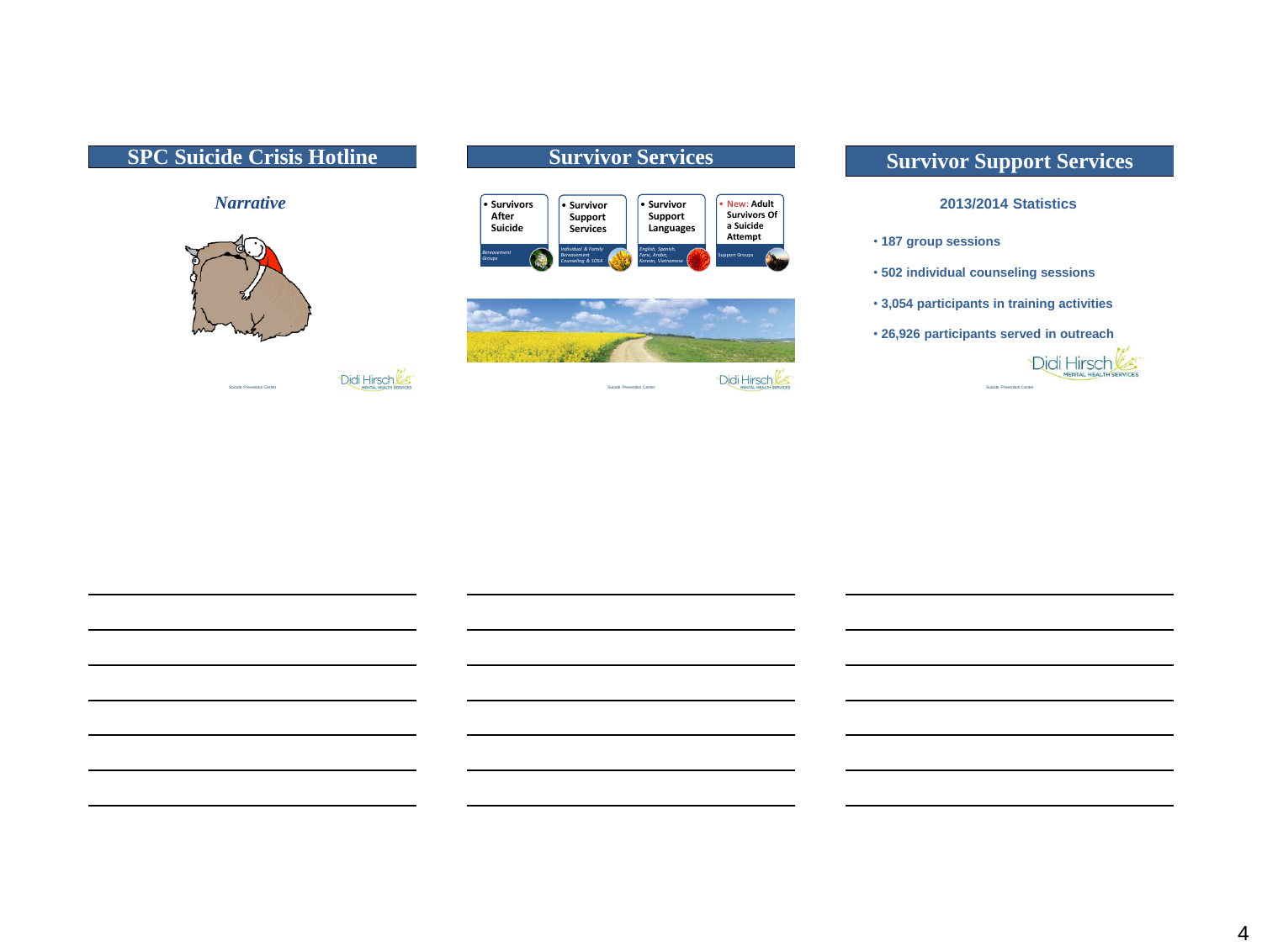## SPC Suicide Crisis Hotline

***Narrative***

Suicide Prevention Center

## Survivor Services

- **Survivors After Suicide**
  *Bereavement Groups*
- **Survivor Support Services**
  *Individual & Family Bereavement Counseling & SOSA*
- **Survivor Support Languages**
  *English, Spanish, Farsi, Arabic, Korean, Vietnamese*
- **New: Adult Survivors Of a Suicide Attempt**
  Support Groups

Suicide Prevention Center

## Survivor Support Services

**2013/2014 Statistics**

- **187 group sessions**
- **502 individual counseling sessions**
- **3,054 participants in training activities**
- **26,926 participants served in outreach**

Suicide Prevention Center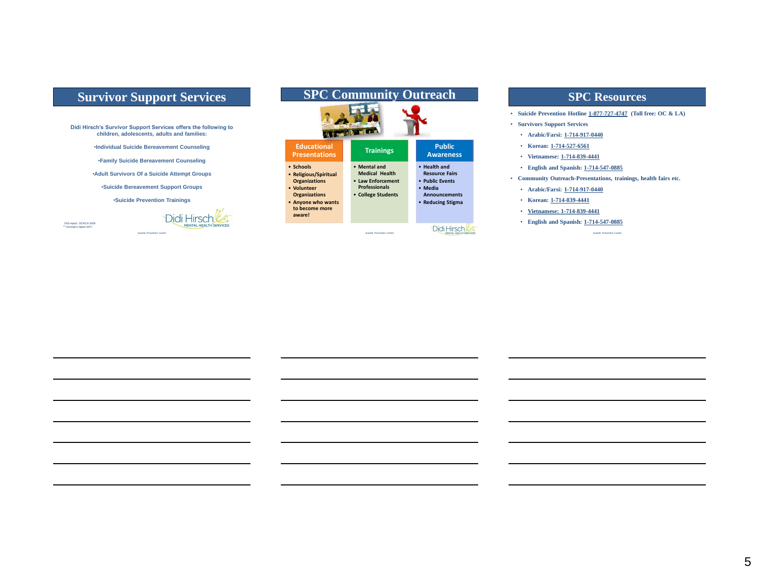## Survivor Support Services

Didi Hirsch's Survivor Support Services offers the following to children, adolescents, adults and families:

- Individual Suicide Bereavement Counseling
- Family Suicide Bereavement Counseling
- Adult Survivors Of a Suicide Attempt Groups
- Suicide Bereavement Support Groups
- Suicide Prevention Trainings

SIIS report, OCHCA 2009
** Coroner's report 2011

Didi Hirsch MENTAL HEALTH SERVICES

Suicide Prevention Center

## SPC Community Outreach

| Educational Presentations | Trainings | Public Awareness |
|---|---|---|
| • Schools<br>• Religious/Spiritual Organizations<br>• Volunteer Organizations<br>• Anyone who wants to become more aware! | • Mental and Medical Health<br>• Law Enforcement Professionals<br>• College Students | • Health and Resource Fairs<br>• Public Events<br>• Media Announcements<br>• Reducing Stigma |

Didi Hirsch MENTAL HEALTH SERVICES

Suicide Prevention Center

## SPC Resources

- Suicide Prevention Hotline 1-877-727-4747 (Toll free: OC & LA)
- Survivors Support Services
  - Arabic/Farsi: 1-714-917-0440
  - Korean: 1-714-527-6561
  - Vietnamese: 1-714-839-4441
  - English and Spanish: 1-714-547-0885
- Community Outreach-Presentations, trainings, health fairs etc.
  - Arabic/Farsi: 1-714-917-0440
  - Korean: 1-714-839-4441
  - Vietnamese: 1-714-839-4441
  - English and Spanish: 1-714-547-0885

Suicide Prevention Center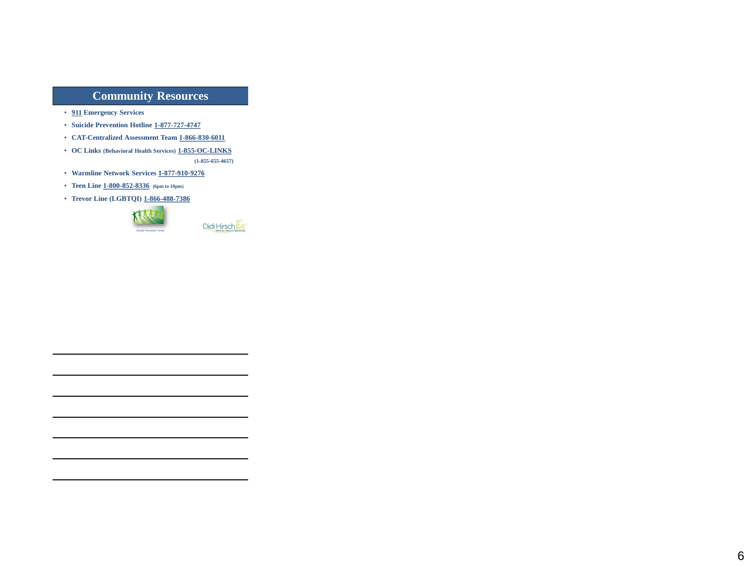## Community Resources

- 911 Emergency Services
- Suicide Prevention Hotline 1-877-727-4747
- CAT-Centralized Assessment Team 1-866-830-6011
- OC Links (Behavioral Health Services) 1-855-OC-LINKS (1-855-655-4657)
- Warmline Network Services 1-877-910-9276
- Teen Line 1-800-852-8336 (6pm to 10pm)
- Trevor Line (LGBTQI) 1-866-488-7386

Suicide Prevention Center

Didi Hirsch MENTAL HEALTH SERVICES